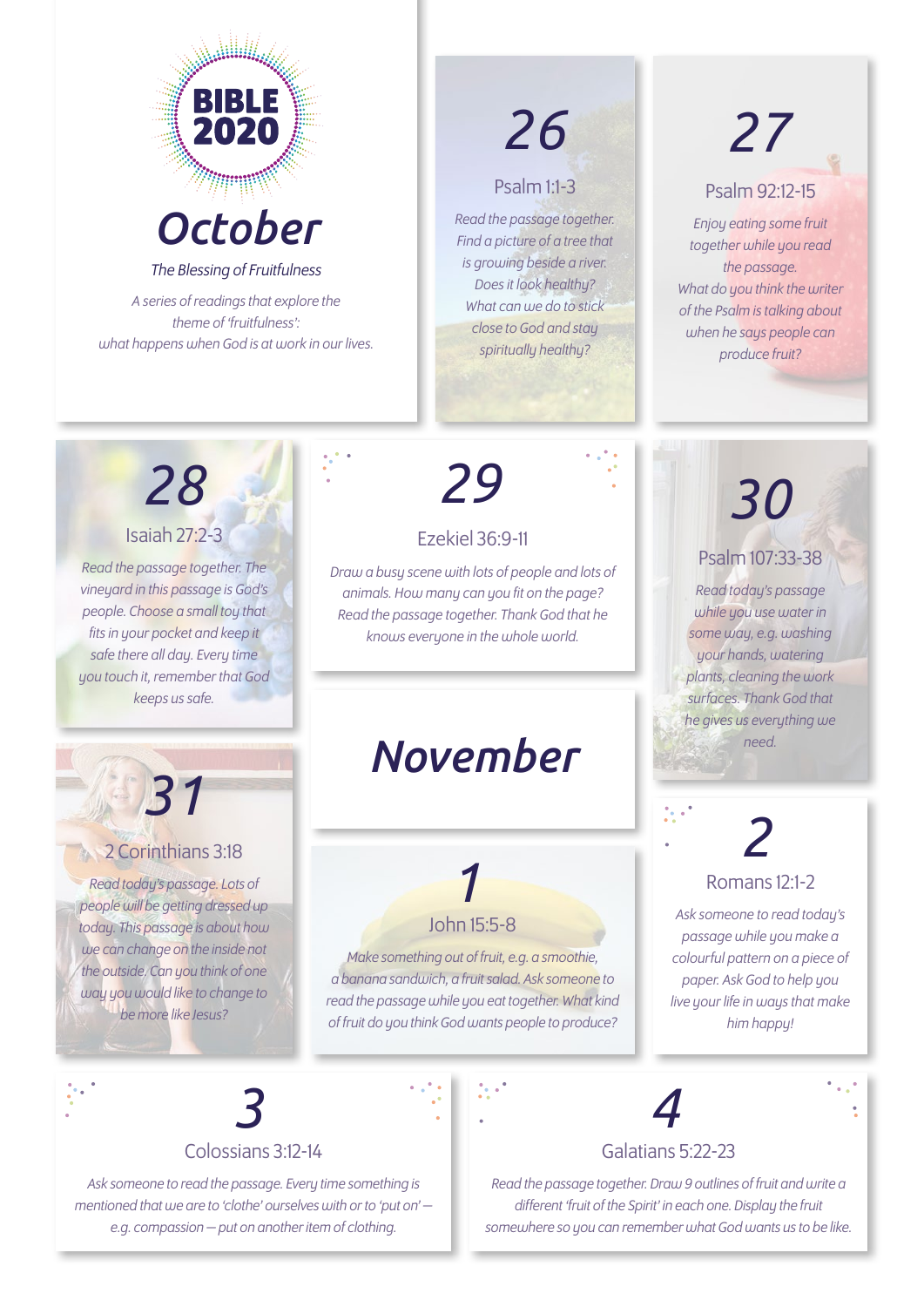# BIBLE 2020

# October

*The Blessing of Fruitfulness*

*A series of readings that explore the theme of 'fruitfulness': what happens when God is at work in our lives.*

## 26

Psalm 1:1-3

*Read the passage together. Find a picture of a tree that is growing beside a river. Does it look healthy? What can we do to stick close to God and stay spiritually healthy?*

## 27

Psalm 92:12-15

*Enjoy eating some fruit together while you read the passage. What do you think the writer of the Psalm is talking about when he says people can produce fruit?*

## 28

Isaiah 27:2-3

*Read the passage together. The vineyard in this passage is God's people. Choose a small toy that fits in your pocket and keep it safe there all day. Every time you touch it, remember that God keeps us safe.*

## 29

Ezekiel 36:9-11

*Draw a busy scene with lots of people and lots of animals. How many can you fit on the page? Read the passage together. Thank God that he knows everyone in the whole world.*

## 30

Psalm 107:33-38

*Read today's passage while you use water in some way, e.g. washing your hands, watering plants, cleaning the work surfaces. Thank God that he gives us everything we need.*

## 31

2 Corinthians 3:18

*Read today's passage. Lots of people will be getting dressed up today. This passage is about how we can change on the inside not the outside. Can you think of one way you would like to change to be more like Jesus?*

# November

## 1

John 15:5-8

*Make something out of fruit, e.g. a smoothie, a banana sandwich, a fruit salad. Ask someone to read the passage while you eat together. What kind of fruit do you think God wants people to produce?*

## 2

Romans 12:1-2

*Ask someone to read today's passage while you make a colourful pattern on a piece of paper. Ask God to help you live your life in ways that make him happy!*

## 3

Colossians 3:12-14

*Ask someone to read the passage. Every time something is mentioned that we are to 'clothe' ourselves with or to 'put on' – e.g. compassion – put on another item of clothing.*

## 4

Galatians 5:22-23

*Read the passage together. Draw 9 outlines of fruit and write a different 'fruit of the Spirit' in each one. Display the fruit somewhere so you can remember what God wants us to be like.*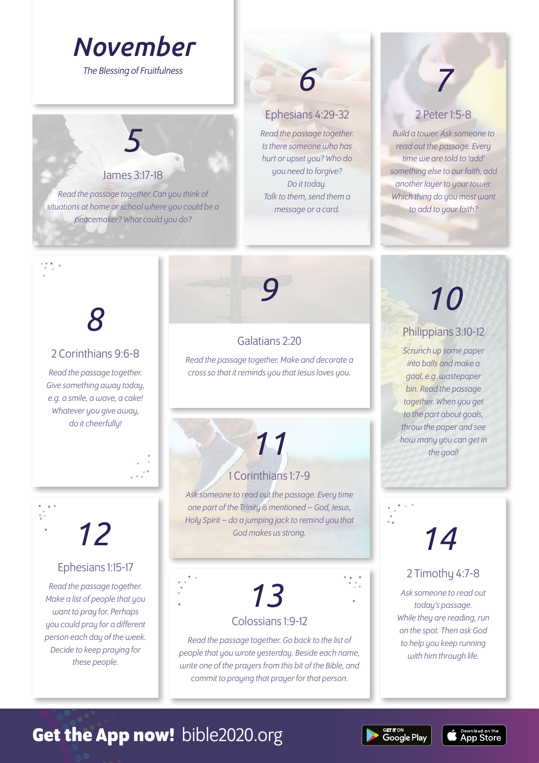# November

*The Blessing of Fruitfulness*

## 5

### James 3:17-18

*Read the passage together. Can you think of situations at home or school where you could be a peacemaker? What could you do?*

## 6

### Ephesians 4:29-32

*Read the passage together. Is there someone who has hurt or upset you? Who do you need to forgive? Do it today. Talk to them, send them a message or a card.*

## 7

### 2 Peter 1:5-8

*Build a tower. Ask someone to read out the passage. Every time we are told to 'add' something else to our faith, add another layer to your tower. Which thing do you most want to add to your faith?*

## 8

### 2 Corinthians 9:6-8

*Read the passage together. Give something away today, e.g. a smile, a wave, a cake! Whatever you give away, do it cheerfully!*

## 9

### Galatians 2:20

*Read the passage together. Make and decorate a cross so that it reminds you that Jesus loves you.*

## 10

### Philippians 3:10-12

*Scrunch up some paper into balls and make a goal, e.g. wastepaper bin. Read the passage together. When you get to the part about goals, throw the paper and see how many you can get in the goal!*

## 11

### 1 Corinthians 1:7-9

*Ask someone to read out the passage. Every time one part of the Trinity is mentioned – God, Jesus, Holy Spirit – do a jumping jack to remind you that God makes us strong.*

## 12

### Ephesians 1:15-17

*Read the passage together. Make a list of people that you want to pray for. Perhaps you could pray for a different person each day of the week. Decide to keep praying for these people.*

## 13

### Colossians 1:9-12

*Read the passage together. Go back to the list of people that you wrote yesterday. Beside each name, write one of the prayers from this bit of the Bible, and commit to praying that prayer for that person.*

## 14

### 2 Timothy 4:7-8

*Ask someone to read out today's passage. While they are reading, run on the spot. Then ask God to help you keep running with him through life.*

**Get the App now!** bible2020.org

GET IT ON Google Play | Download on the App Store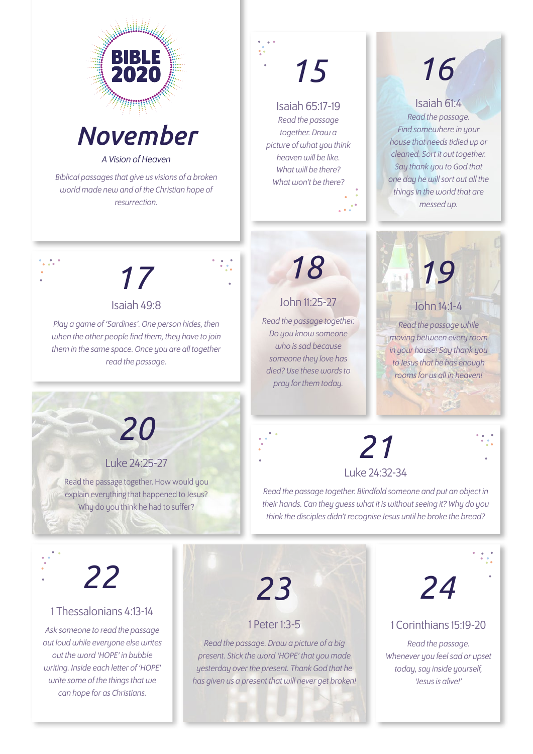BIBLE 2020

# November

*A Vision of Heaven*

*Biblical passages that give us visions of a broken world made new and of the Christian hope of resurrection.*

## 15

Isaiah 65:17-19

*Read the passage together. Draw a picture of what you think heaven will be like. What will be there? What won't be there?*

## 16

Isaiah 61:4

*Read the passage. Find somewhere in your house that needs tidied up or cleaned. Sort it out together. Say thank you to God that one day he will sort out all the things in the world that are messed up.*

## 17

Isaiah 49:8

*Play a game of 'Sardines'. One person hides, then when the other people find them, they have to join them in the same space. Once you are all together read the passage.*

## 18

John 11:25-27

*Read the passage together. Do you know someone who is sad because someone they love has died? Use these words to pray for them today.*

## 19

John 14:1-4

*Read the passage while moving between every room in your house! Say thank you to Jesus that he has enough rooms for us all in heaven!*

## 20

Luke 24:25-27

Read the passage together. How would you explain everything that happened to Jesus? Why do you think he had to suffer?

## 21

Luke 24:32-34

*Read the passage together. Blindfold someone and put an object in their hands. Can they guess what it is without seeing it? Why do you think the disciples didn't recognise Jesus until he broke the bread?*

## 22

1 Thessalonians 4:13-14

*Ask someone to read the passage out loud while everyone else writes out the word 'HOPE' in bubble writing. Inside each letter of 'HOPE' write some of the things that we can hope for as Christians.*

## 23

1 Peter 1:3-5

*Read the passage. Draw a picture of a big present. Stick the word 'HOPE' that you made yesterday over the present. Thank God that he has given us a present that will never get broken!*

## 24

1 Corinthians 15:19-20

*Read the passage. Whenever you feel sad or upset today, say inside yourself, 'Jesus is alive!'*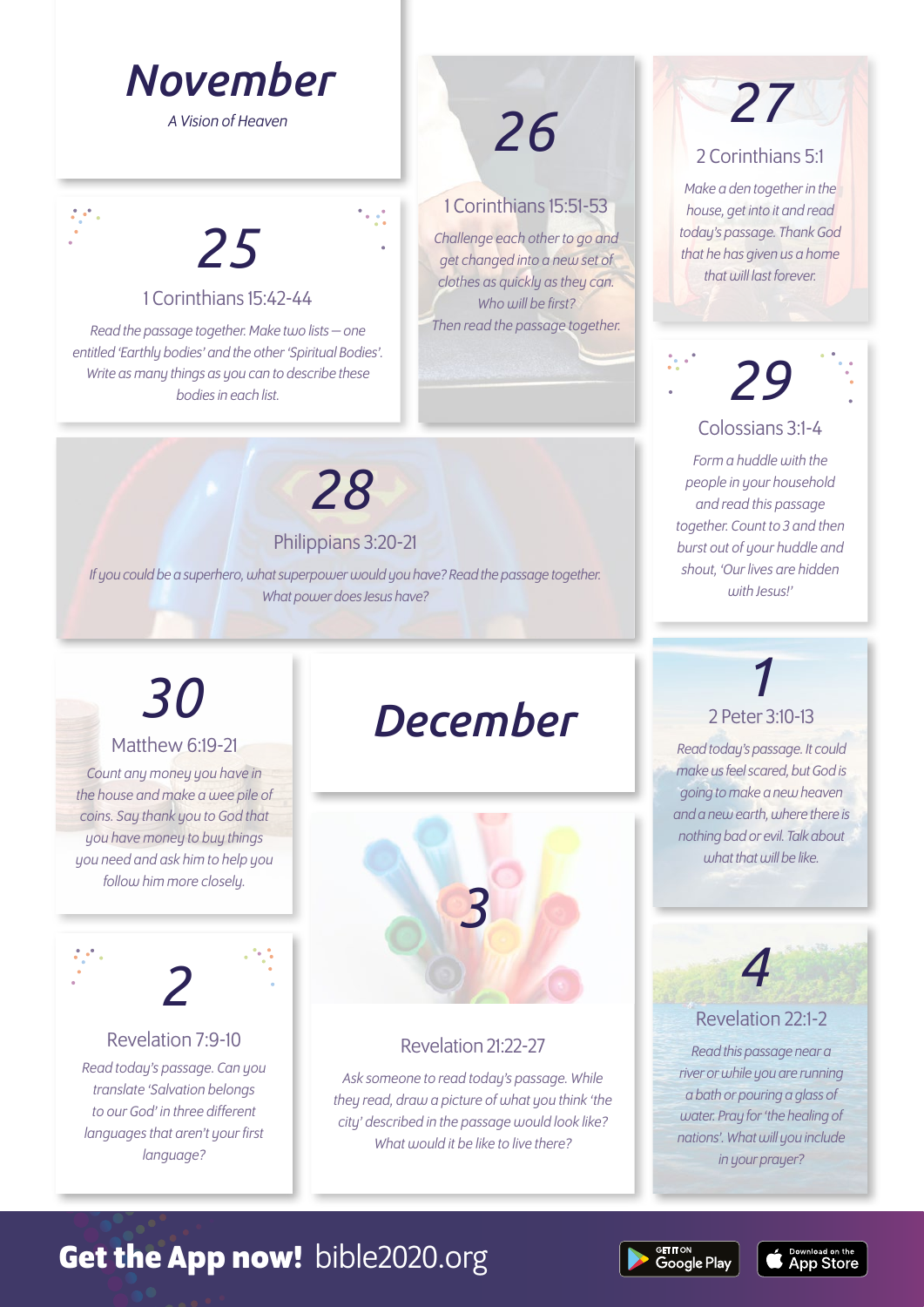# November

*A Vision of Heaven*

## 25

1 Corinthians 15:42-44

*Read the passage together. Make two lists – one entitled 'Earthly bodies' and the other 'Spiritual Bodies'. Write as many things as you can to describe these bodies in each list.*

## 26

1 Corinthians 15:51-53

*Challenge each other to go and get changed into a new set of clothes as quickly as they can. Who will be first? Then read the passage together.*

## 27

2 Corinthians 5:1

*Make a den together in the house, get into it and read today's passage. Thank God that he has given us a home that will last forever.*

## 28

Philippians 3:20-21

*If you could be a superhero, what superpower would you have? Read the passage together. What power does Jesus have?*

## 29

Colossians 3:1-4

*Form a huddle with the people in your household and read this passage together. Count to 3 and then burst out of your huddle and shout, 'Our lives are hidden with Jesus!'*

## 30

Matthew 6:19-21

*Count any money you have in the house and make a wee pile of coins. Say thank you to God that you have money to buy things you need and ask him to help you follow him more closely.*

# December

## 1

2 Peter 3:10-13

*Read today's passage. It could make us feel scared, but God is going to make a new heaven and a new earth, where there is nothing bad or evil. Talk about what that will be like.*

## 2

Revelation 7:9-10

*Read today's passage. Can you translate 'Salvation belongs to our God' in three different languages that aren't your first language?*

## 3

Revelation 21:22-27

*Ask someone to read today's passage. While they read, draw a picture of what you think 'the city' described in the passage would look like? What would it be like to live there?*

## 4

Revelation 22:1-2

*Read this passage near a river or while you are running a bath or pouring a glass of water. Pray for 'the healing of nations'. What will you include in your prayer?*

**Get the App now!** bible2020.org

GET IT ON Google Play | Download on the App Store